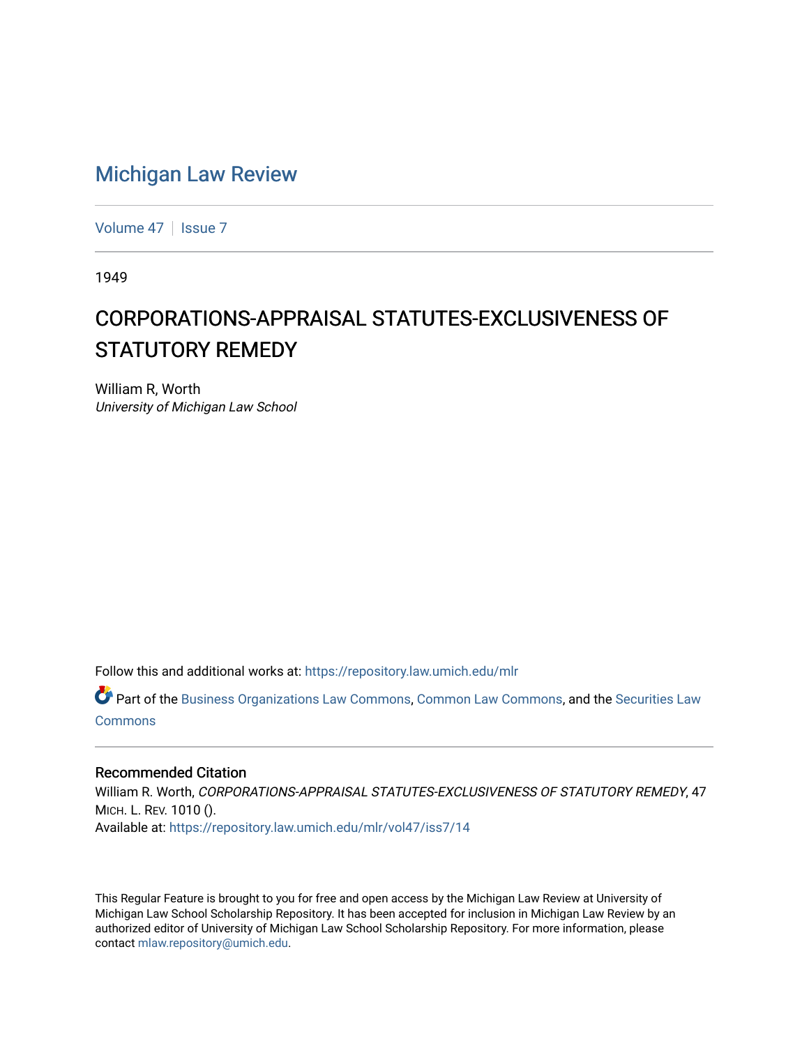# Michigan Law Review

Volume 47 | Issue 7

1949

## CORPORATIONS-APPRAISAL STATUTES-EXCLUSIVENESS OF STATUTORY REMEDY

William R, Worth
*University of Michigan Law School*

Follow this and additional works at: https://repository.law.umich.edu/mlr

Part of the Business Organizations Law Commons, Common Law Commons, and the Securities Law Commons

### Recommended Citation

William R. Worth, *CORPORATIONS-APPRAISAL STATUTES-EXCLUSIVENESS OF STATUTORY REMEDY*, 47 MICH. L. REV. 1010 ().
Available at: https://repository.law.umich.edu/mlr/vol47/iss7/14

This Regular Feature is brought to you for free and open access by the Michigan Law Review at University of Michigan Law School Scholarship Repository. It has been accepted for inclusion in Michigan Law Review by an authorized editor of University of Michigan Law School Scholarship Repository. For more information, please contact mlaw.repository@umich.edu.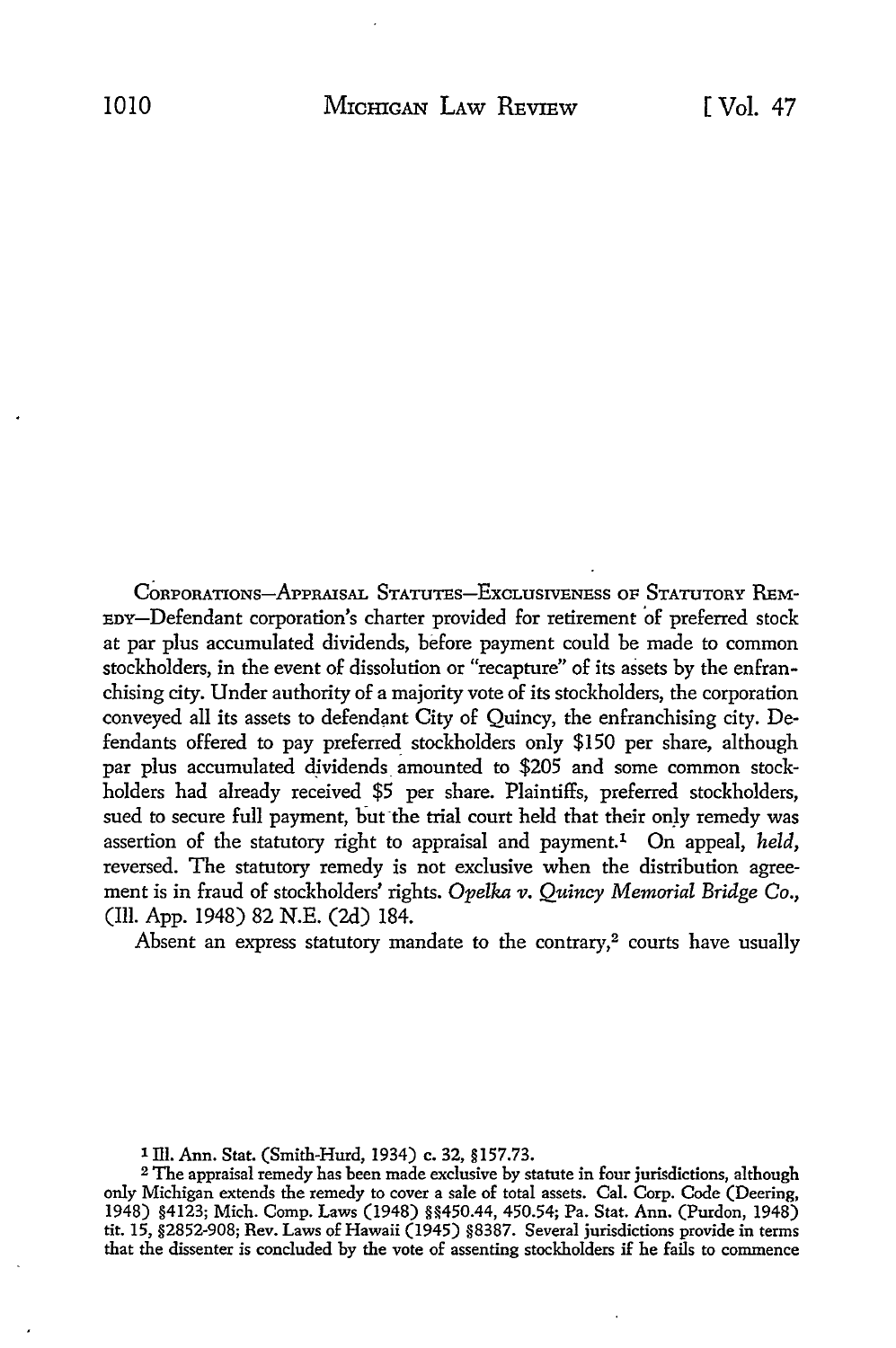CORPORATIONS—APPRAISAL STATUTES—EXCLUSIVENESS OF STATUTORY REMEDY—Defendant corporation's charter provided for retirement of preferred stock at par plus accumulated dividends, before payment could be made to common stockholders, in the event of dissolution or "recapture" of its assets by the enfranchising city. Under authority of a majority vote of its stockholders, the corporation conveyed all its assets to defendant City of Quincy, the enfranchising city. Defendants offered to pay preferred stockholders only $150 per share, although par plus accumulated dividends amounted to $205 and some common stockholders had already received $5 per share. Plaintiffs, preferred stockholders, sued to secure full payment, but the trial court held that their only remedy was assertion of the statutory right to appraisal and payment.[1] On appeal, *held*, reversed. The statutory remedy is not exclusive when the distribution agreement is in fraud of stockholders' rights. *Opelka v. Quincy Memorial Bridge Co.*, (Ill. App. 1948) 82 N.E. (2d) 184.

Absent an express statutory mandate to the contrary,[2] courts have usually

---

[1] Ill. Ann. Stat. (Smith-Hurd, 1934) c. 32, §157.73.

[2] The appraisal remedy has been made exclusive by statute in four jurisdictions, although only Michigan extends the remedy to cover a sale of total assets. Cal. Corp. Code (Deering, 1948) §4123; Mich. Comp. Laws (1948) §§450.44, 450.54; Pa. Stat. Ann. (Purdon, 1948) tit. 15, §2852-908; Rev. Laws of Hawaii (1945) §8387. Several jurisdictions provide in terms that the dissenter is concluded by the vote of assenting stockholders if he fails to commence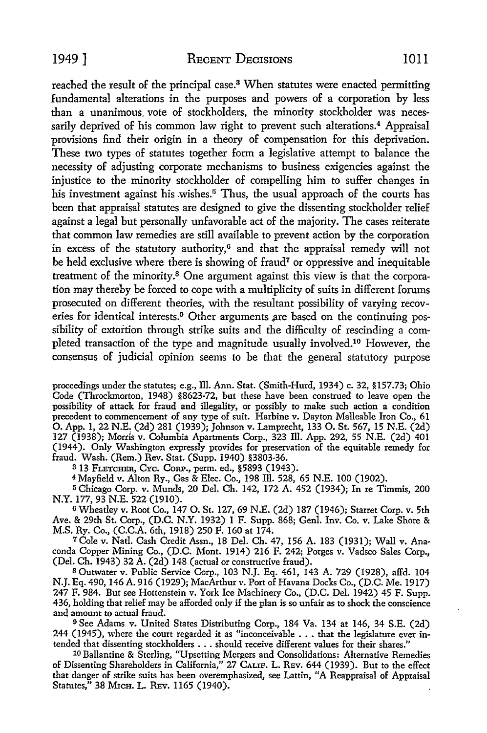reached the result of the principal case.[3] When statutes were enacted permitting fundamental alterations in the purposes and powers of a corporation by less than a unanimous vote of stockholders, the minority stockholder was necessarily deprived of his common law right to prevent such alterations.[4] Appraisal provisions find their origin in a theory of compensation for this deprivation. These two types of statutes together form a legislative attempt to balance the necessity of adjusting corporate mechanisms to business exigencies against the injustice to the minority stockholder of compelling him to suffer changes in his investment against his wishes.[5] Thus, the usual approach of the courts has been that appraisal statutes are designed to give the dissenting stockholder relief against a legal but personally unfavorable act of the majority. The cases reiterate that common law remedies are still available to prevent action by the corporation in excess of the statutory authority,[6] and that the appraisal remedy will not be held exclusive where there is showing of fraud[7] or oppressive and inequitable treatment of the minority.[8] One argument against this view is that the corporation may thereby be forced to cope with a multiplicity of suits in different forums prosecuted on different theories, with the resultant possibility of varying recoveries for identical interests.[9] Other arguments are based on the continuing possibility of extortion through strike suits and the difficulty of rescinding a completed transaction of the type and magnitude usually involved.[10] However, the consensus of judicial opinion seems to be that the general statutory purpose

proceedings under the statutes; e.g., Ill. Ann. Stat. (Smith-Hurd, 1934) c. 32, §157.73; Ohio Code (Throckmorton, 1948) §8623-72, but these have been construed to leave open the possibility of attack for fraud and illegality, or possibly to make such action a condition precedent to commencement of any type of suit. Harbine v. Dayton Malleable Iron Co., 61 O. App. 1, 22 N.E. (2d) 281 (1939); Johnson v. Lamprecht, 133 O. St. 567, 15 N.E. (2d) 127 (1938); Morris v. Columbia Apartments Corp., 323 Ill. App. 292, 55 N.E. (2d) 401 (1944). Only Washington expressly provides for preservation of the equitable remedy for fraud. Wash. (Rem.) Rev. Stat. (Supp. 1940) §3803-36.

[3] 13 FLETCHER, CYC. CORP., perm. ed., §5893 (1943).

[4] Mayfield v. Alton Ry., Gas & Elec. Co., 198 Ill. 528, 65 N.E. 100 (1902).

[5] Chicago Corp. v. Munds, 20 Del. Ch. 142, 172 A. 452 (1934); In re Timmis, 200 N.Y. 177, 93 N.E. 522 (1910).

[6] Wheatley v. Root Co., 147 O. St. 127, 69 N.E. (2d) 187 (1946); Starret Corp. v. 5th Ave. & 29th St. Corp., (D.C. N.Y. 1932) 1 F. Supp. 868; Genl. Inv. Co. v. Lake Shore & M.S. Ry. Co., (C.C.A. 6th, 1918) 250 F. 160 at 174.

[7] Cole v. Natl. Cash Credit Assn., 18 Del. Ch. 47, 156 A. 183 (1931); Wall v. Anaconda Copper Mining Co., (D.C. Mont. 1914) 216 F. 242; Porges v. Vadsco Sales Corp., (Del. Ch. 1943) 32 A. (2d) 148 (actual or constructive fraud).

[8] Outwater v. Public Service Corp., 103 N.J. Eq. 461, 143 A. 729 (1928), affd. 104 N.J. Eq. 490, 146 A. 916 (1929); MacArthur v. Port of Havana Docks Co., (D.C. Me. 1917) 247 F. 984. But see Hottenstein v. York Ice Machinery Co., (D.C. Del. 1942) 45 F. Supp. 436, holding that relief may be afforded only if the plan is so unfair as to shock the conscience and amount to actual fraud.

[9] See Adams v. United States Distributing Corp., 184 Va. 134 at 146, 34 S.E. (2d) 244 (1945), where the court regarded it as "inconceivable . . . that the legislature ever intended that dissenting stockholders . . . should receive different values for their shares."

[10] Ballantine & Sterling, "Upsetting Mergers and Consolidations: Alternative Remedies of Dissenting Shareholders in California," 27 CALIF. L. REV. 644 (1939). But to the effect that danger of strike suits has been overemphasized, see Lattin, "A Reappraisal of Appraisal Statutes," 38 MICH. L. REV. 1165 (1940).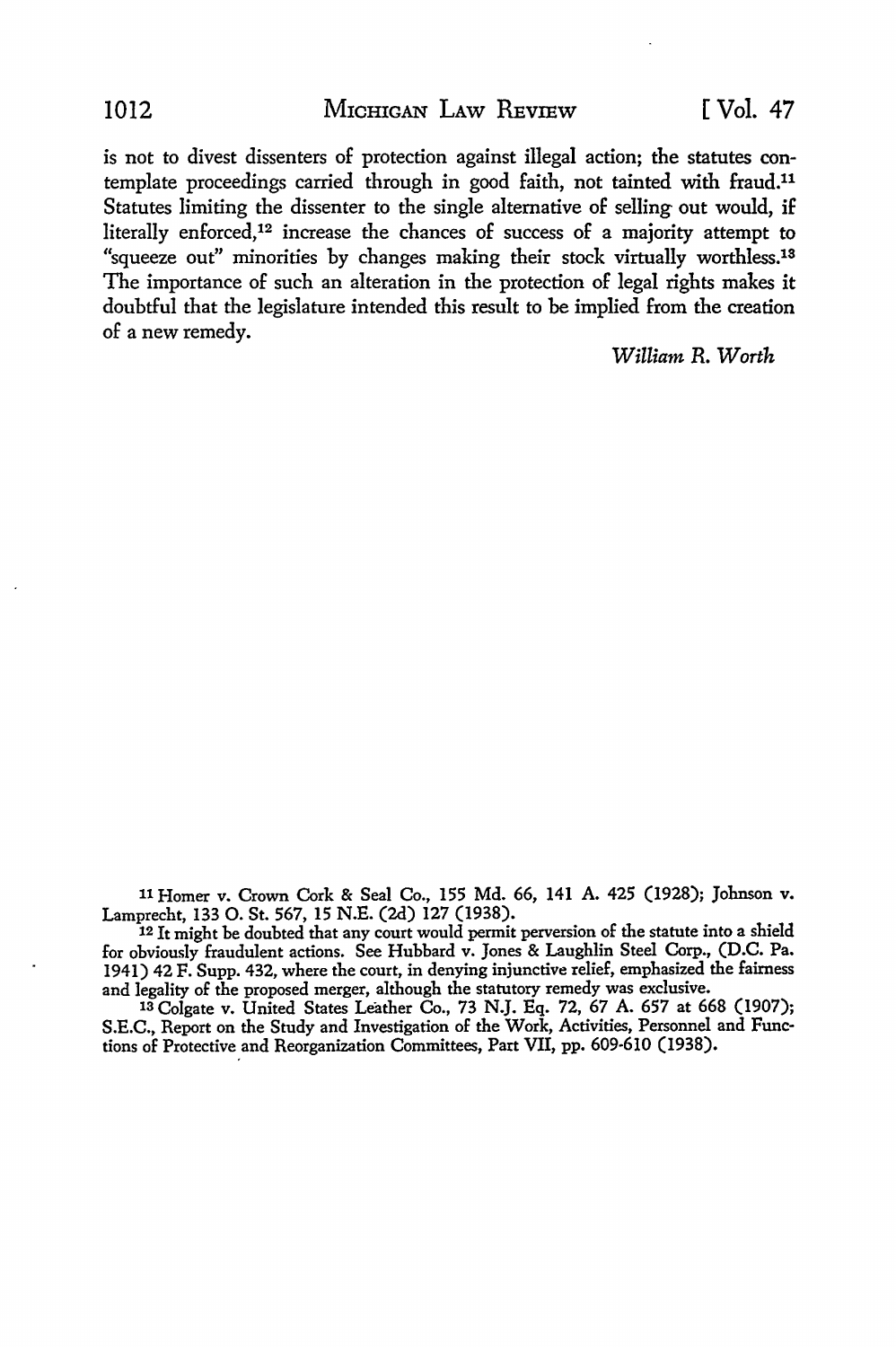is not to divest dissenters of protection against illegal action; the statutes contemplate proceedings carried through in good faith, not tainted with fraud.[11] Statutes limiting the dissenter to the single alternative of selling out would, if literally enforced,[12] increase the chances of success of a majority attempt to "squeeze out" minorities by changes making their stock virtually worthless.[13] The importance of such an alteration in the protection of legal rights makes it doubtful that the legislature intended this result to be implied from the creation of a new remedy.

*William R. Worth*

[11] Homer v. Crown Cork & Seal Co., 155 Md. 66, 141 A. 425 (1928); Johnson v. Lamprecht, 133 O. St. 567, 15 N.E. (2d) 127 (1938).

[12] It might be doubted that any court would permit perversion of the statute into a shield for obviously fraudulent actions. See Hubbard v. Jones & Laughlin Steel Corp., (D.C. Pa. 1941) 42 F. Supp. 432, where the court, in denying injunctive relief, emphasized the fairness and legality of the proposed merger, although the statutory remedy was exclusive.

[13] Colgate v. United States Leather Co., 73 N.J. Eq. 72, 67 A. 657 at 668 (1907); S.E.C., Report on the Study and Investigation of the Work, Activities, Personnel and Functions of Protective and Reorganization Committees, Part VII, pp. 609-610 (1938).